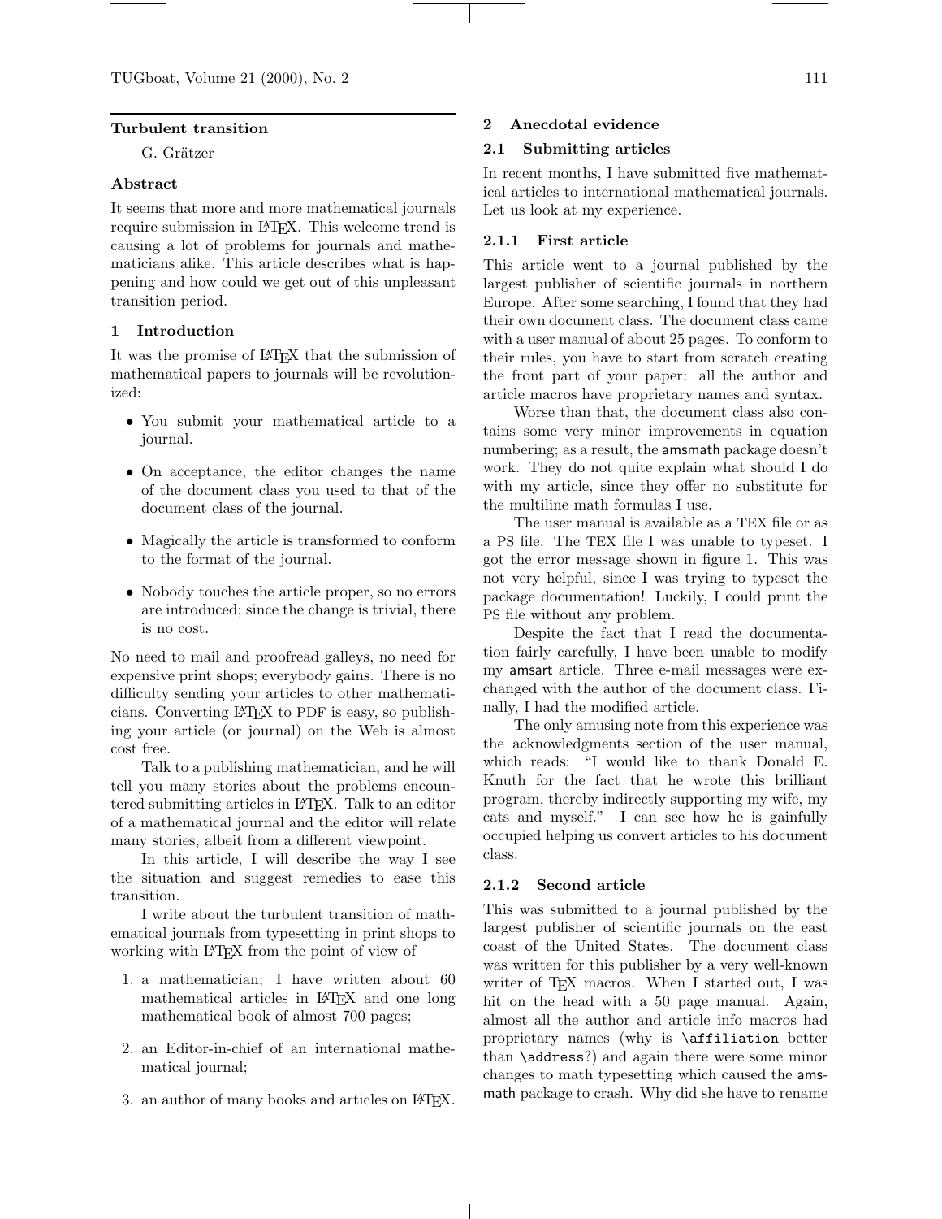# Turbulent transition

G. Grätzer

## Abstract

It seems that more and more mathematical journals require submission in LaTeX. This welcome trend is causing a lot of problems for journals and mathematicians alike. This article describes what is happening and how could we get out of this unpleasant transition period.

## 1 Introduction

It was the promise of LaTeX that the submission of mathematical papers to journals will be revolutionized:

- You submit your mathematical article to a journal.
- On acceptance, the editor changes the name of the document class you used to that of the document class of the journal.
- Magically the article is transformed to conform to the format of the journal.
- Nobody touches the article proper, so no errors are introduced; since the change is trivial, there is no cost.

No need to mail and proofread galleys, no need for expensive print shops; everybody gains. There is no difficulty sending your articles to other mathematicians. Converting LaTeX to PDF is easy, so publishing your article (or journal) on the Web is almost cost free.

Talk to a publishing mathematician, and he will tell you many stories about the problems encountered submitting articles in LaTeX. Talk to an editor of a mathematical journal and the editor will relate many stories, albeit from a different viewpoint.

In this article, I will describe the way I see the situation and suggest remedies to ease this transition.

I write about the turbulent transition of mathematical journals from typesetting in print shops to working with LaTeX from the point of view of

1. a mathematician; I have written about 60 mathematical articles in LaTeX and one long mathematical book of almost 700 pages;
2. an Editor-in-chief of an international mathematical journal;
3. an author of many books and articles on LaTeX.

## 2 Anecdotal evidence

### 2.1 Submitting articles

In recent months, I have submitted five mathematical articles to international mathematical journals. Let us look at my experience.

#### 2.1.1 First article

This article went to a journal published by the largest publisher of scientific journals in northern Europe. After some searching, I found that they had their own document class. The document class came with a user manual of about 25 pages. To conform to their rules, you have to start from scratch creating the front part of your paper: all the author and article macros have proprietary names and syntax.

Worse than that, the document class also contains some very minor improvements in equation numbering; as a result, the amsmath package doesn't work. They do not quite explain what should I do with my article, since they offer no substitute for the multiline math formulas I use.

The user manual is available as a TEX file or as a PS file. The TEX file I was unable to typeset. I got the error message shown in figure 1. This was not very helpful, since I was trying to typeset the package documentation! Luckily, I could print the PS file without any problem.

Despite the fact that I read the documentation fairly carefully, I have been unable to modify my amsart article. Three e-mail messages were exchanged with the author of the document class. Finally, I had the modified article.

The only amusing note from this experience was the acknowledgments section of the user manual, which reads: "I would like to thank Donald E. Knuth for the fact that he wrote this brilliant program, thereby indirectly supporting my wife, my cats and myself." I can see how he is gainfully occupied helping us convert articles to his document class.

#### 2.1.2 Second article

This was submitted to a journal published by the largest publisher of scientific journals on the east coast of the United States. The document class was written for this publisher by a very well-known writer of TeX macros. When I started out, I was hit on the head with a 50 page manual. Again, almost all the author and article info macros had proprietary names (why is `\affiliation` better than `\address`?) and again there were some minor changes to math typesetting which caused the amsmath package to crash. Why did she have to rename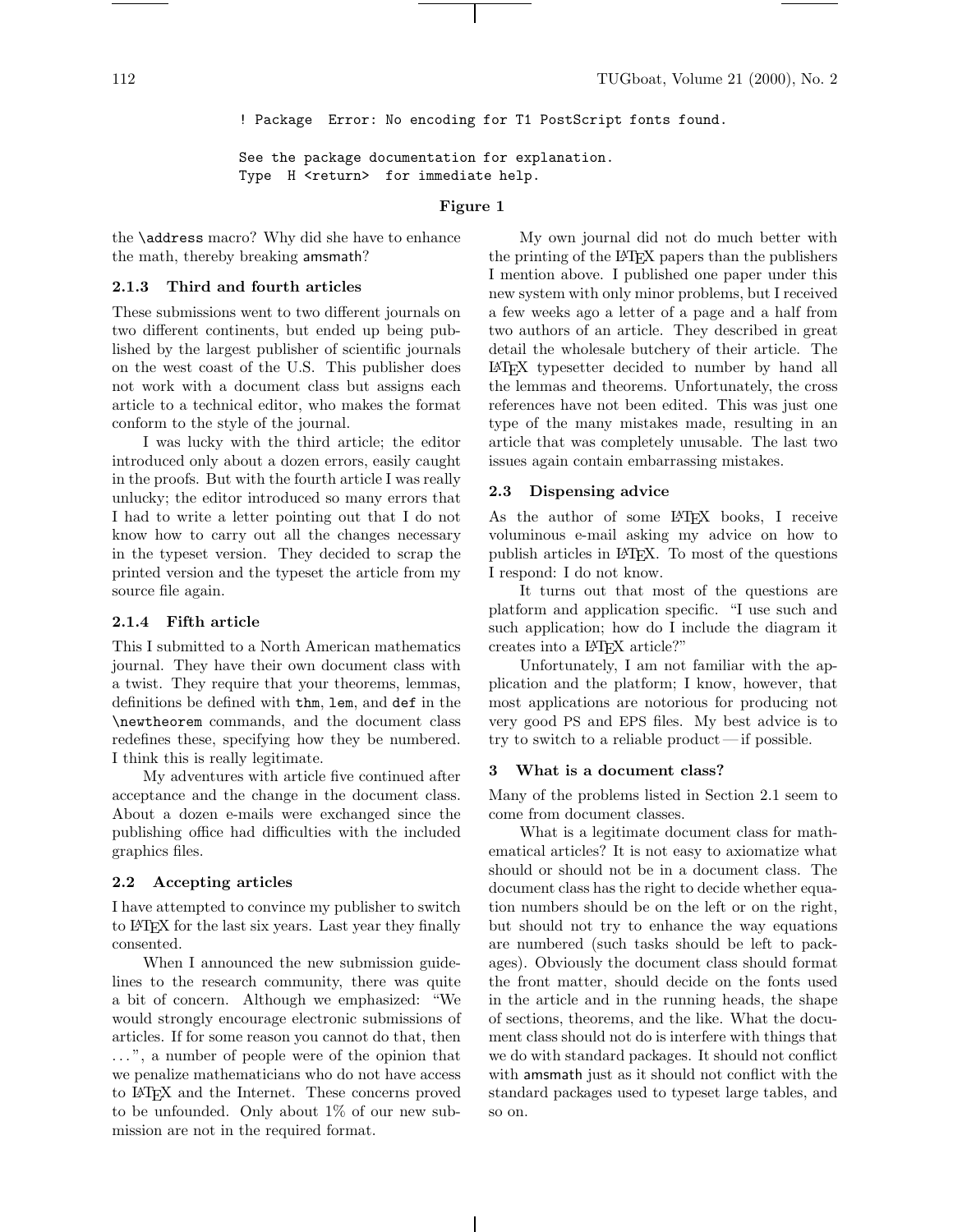```
! Package  Error: No encoding for T1 PostScript fonts found.

See the package documentation for explanation.
Type  H <return>  for immediate help.
```

**Figure 1**

the `\address` macro? Why did she have to enhance the math, thereby breaking amsmath?

### 2.1.3 Third and fourth articles

These submissions went to two different journals on two different continents, but ended up being published by the largest publisher of scientific journals on the west coast of the U.S. This publisher does not work with a document class but assigns each article to a technical editor, who makes the format conform to the style of the journal.

I was lucky with the third article; the editor introduced only about a dozen errors, easily caught in the proofs. But with the fourth article I was really unlucky; the editor introduced so many errors that I had to write a letter pointing out that I do not know how to carry out all the changes necessary in the typeset version. They decided to scrap the printed version and the typeset the article from my source file again.

### 2.1.4 Fifth article

This I submitted to a North American mathematics journal. They have their own document class with a twist. They require that your theorems, lemmas, definitions be defined with `thm`, `lem`, and `def` in the `\newtheorem` commands, and the document class redefines these, specifying how they be numbered. I think this is really legitimate.

My adventures with article five continued after acceptance and the change in the document class. About a dozen e-mails were exchanged since the publishing office had difficulties with the included graphics files.

### 2.2 Accepting articles

I have attempted to convince my publisher to switch to LaTeX for the last six years. Last year they finally consented.

When I announced the new submission guidelines to the research community, there was quite a bit of concern. Although we emphasized: "We would strongly encourage electronic submissions of articles. If for some reason you cannot do that, then ...", a number of people were of the opinion that we penalize mathematicians who do not have access to LaTeX and the Internet. These concerns proved to be unfounded. Only about 1% of our new submission are not in the required format.

My own journal did not do much better with the printing of the LaTeX papers than the publishers I mention above. I published one paper under this new system with only minor problems, but I received a few weeks ago a letter of a page and a half from two authors of an article. They described in great detail the wholesale butchery of their article. The LaTeX typesetter decided to number by hand all the lemmas and theorems. Unfortunately, the cross references have not been edited. This was just one type of the many mistakes made, resulting in an article that was completely unusable. The last two issues again contain embarrassing mistakes.

### 2.3 Dispensing advice

As the author of some LaTeX books, I receive voluminous e-mail asking my advice on how to publish articles in LaTeX. To most of the questions I respond: I do not know.

It turns out that most of the questions are platform and application specific. "I use such and such application; how do I include the diagram it creates into a LaTeX article?"

Unfortunately, I am not familiar with the application and the platform; I know, however, that most applications are notorious for producing not very good PS and EPS files. My best advice is to try to switch to a reliable product — if possible.

## 3 What is a document class?

Many of the problems listed in Section 2.1 seem to come from document classes.

What is a legitimate document class for mathematical articles? It is not easy to axiomatize what should or should not be in a document class. The document class has the right to decide whether equation numbers should be on the left or on the right, but should not try to enhance the way equations are numbered (such tasks should be left to packages). Obviously the document class should format the front matter, should decide on the fonts used in the article and in the running heads, the shape of sections, theorems, and the like. What the document class should not do is interfere with things that we do with standard packages. It should not conflict with amsmath just as it should not conflict with the standard packages used to typeset large tables, and so on.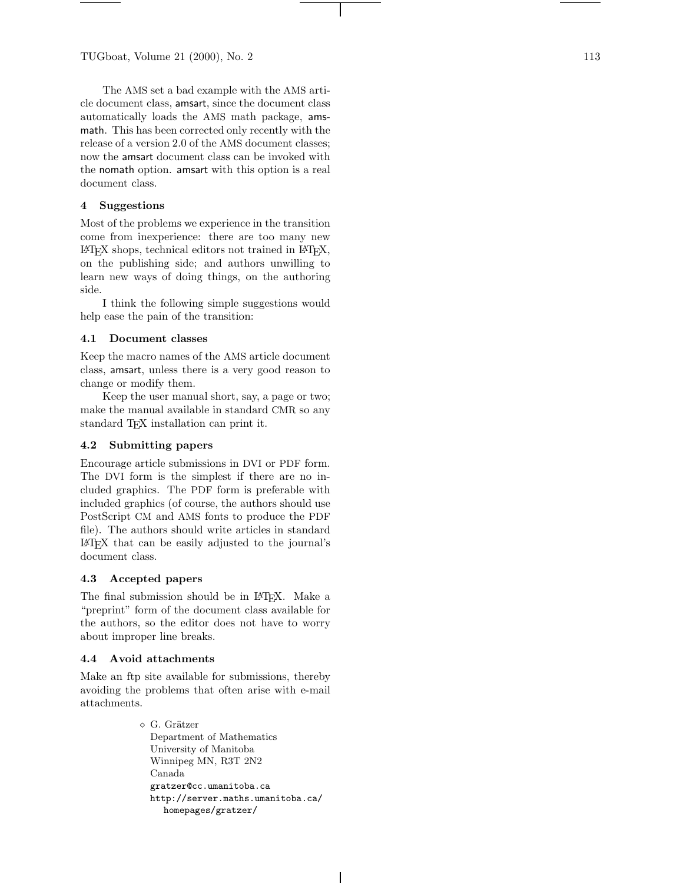The AMS set a bad example with the AMS article document class, amsart, since the document class automatically loads the AMS math package, amsmath. This has been corrected only recently with the release of a version 2.0 of the AMS document classes; now the amsart document class can be invoked with the nomath option. amsart with this option is a real document class.

## 4 Suggestions

Most of the problems we experience in the transition come from inexperience: there are too many new LaTeX shops, technical editors not trained in LaTeX, on the publishing side; and authors unwilling to learn new ways of doing things, on the authoring side.

I think the following simple suggestions would help ease the pain of the transition:

### 4.1 Document classes

Keep the macro names of the AMS article document class, amsart, unless there is a very good reason to change or modify them.

Keep the user manual short, say, a page or two; make the manual available in standard CMR so any standard TeX installation can print it.

### 4.2 Submitting papers

Encourage article submissions in DVI or PDF form. The DVI form is the simplest if there are no included graphics. The PDF form is preferable with included graphics (of course, the authors should use PostScript CM and AMS fonts to produce the PDF file). The authors should write articles in standard LaTeX that can be easily adjusted to the journal's document class.

### 4.3 Accepted papers

The final submission should be in LaTeX. Make a "preprint" form of the document class available for the authors, so the editor does not have to worry about improper line breaks.

### 4.4 Avoid attachments

Make an ftp site available for submissions, thereby avoiding the problems that often arise with e-mail attachments.

◇ G. Grätzer
Department of Mathematics
University of Manitoba
Winnipeg MN, R3T 2N2
Canada
gratzer@cc.umanitoba.ca
http://server.maths.umanitoba.ca/homepages/gratzer/